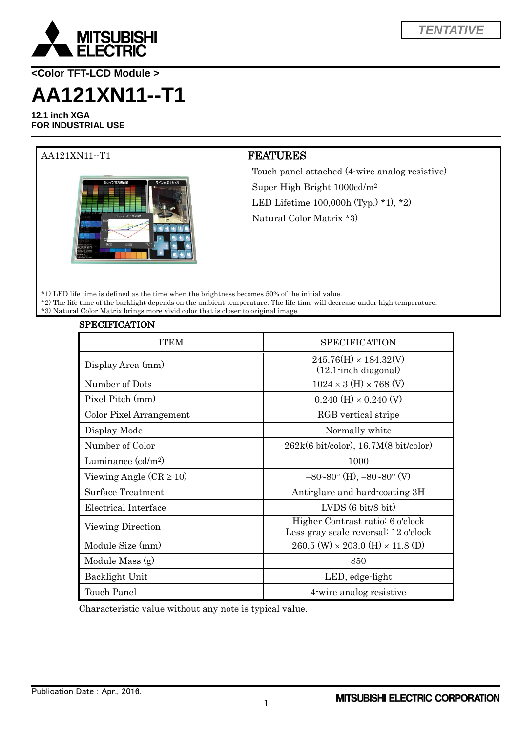TENTATIVE

MITSUBISHI ELECTRIC

**<Color TFT-LCD Module >**

# AA121XN11--T1

**12.1 inch XGA**
**FOR INDUSTRIAL USE**

AA121XN11--T1

## FEATURES

Touch panel attached (4-wire analog resistive)

Super High Bright 1000cd/m$^2$

LED Lifetime 100,000h (Typ.) *1), *2)

Natural Color Matrix *3)

*1) LED life time is defined as the time when the brightness becomes 50% of the initial value.
*2) The life time of the backlight depends on the ambient temperature. The life time will decrease under high temperature.
*3) Natural Color Matrix brings more vivid color that is closer to original image.

## SPECIFICATION

| ITEM | SPECIFICATION |
|---|---|
| Display Area (mm) | 245.76(H) × 184.32(V)<br>(12.1-inch diagonal) |
| Number of Dots | 1024 × 3 (H) × 768 (V) |
| Pixel Pitch (mm) | 0.240 (H) × 0.240 (V) |
| Color Pixel Arrangement | RGB vertical stripe |
| Display Mode | Normally white |
| Number of Color | 262k(6 bit/color), 16.7M(8 bit/color) |
| Luminance (cd/m$^2$) | 1000 |
| Viewing Angle (CR ≥ 10) | −80~80° (H), −80~80° (V) |
| Surface Treatment | Anti-glare and hard-coating 3H |
| Electrical Interface | LVDS (6 bit/8 bit) |
| Viewing Direction | Higher Contrast ratio: 6 o'clock<br>Less gray scale reversal: 12 o'clock |
| Module Size (mm) | 260.5 (W) × 203.0 (H) × 11.8 (D) |
| Module Mass (g) | 850 |
| Backlight Unit | LED, edge-light |
| Touch Panel | 4-wire analog resistive |

Characteristic value without any note is typical value.

Publication Date : Apr., 2016.

MITSUBISHI ELECTRIC CORPORATION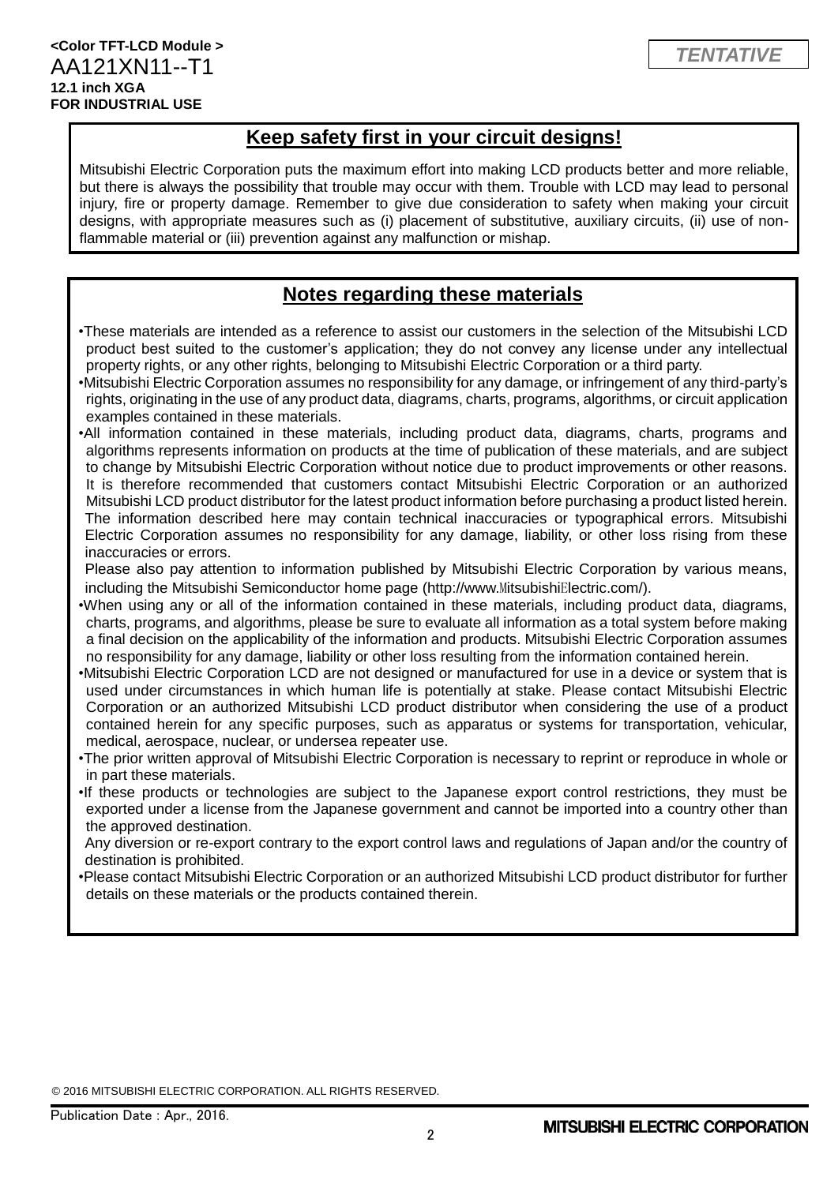## Keep safety first in your circuit designs!

Mitsubishi Electric Corporation puts the maximum effort into making LCD products better and more reliable, but there is always the possibility that trouble may occur with them. Trouble with LCD may lead to personal injury, fire or property damage. Remember to give due consideration to safety when making your circuit designs, with appropriate measures such as (i) placement of substitutive, auxiliary circuits, (ii) use of non-flammable material or (iii) prevention against any malfunction or mishap.

## Notes regarding these materials

- These materials are intended as a reference to assist our customers in the selection of the Mitsubishi LCD product best suited to the customer's application; they do not convey any license under any intellectual property rights, or any other rights, belonging to Mitsubishi Electric Corporation or a third party.
- Mitsubishi Electric Corporation assumes no responsibility for any damage, or infringement of any third-party's rights, originating in the use of any product data, diagrams, charts, programs, algorithms, or circuit application examples contained in these materials.
- All information contained in these materials, including product data, diagrams, charts, programs and algorithms represents information on products at the time of publication of these materials, and are subject to change by Mitsubishi Electric Corporation without notice due to product improvements or other reasons. It is therefore recommended that customers contact Mitsubishi Electric Corporation or an authorized Mitsubishi LCD product distributor for the latest product information before purchasing a product listed herein. The information described here may contain technical inaccuracies or typographical errors. Mitsubishi Electric Corporation assumes no responsibility for any damage, liability, or other loss rising from these inaccuracies or errors.
  Please also pay attention to information published by Mitsubishi Electric Corporation by various means, including the Mitsubishi Semiconductor home page (http://www.MitsubishiElectric.com/).
- When using any or all of the information contained in these materials, including product data, diagrams, charts, programs, and algorithms, please be sure to evaluate all information as a total system before making a final decision on the applicability of the information and products. Mitsubishi Electric Corporation assumes no responsibility for any damage, liability or other loss resulting from the information contained herein.
- Mitsubishi Electric Corporation LCD are not designed or manufactured for use in a device or system that is used under circumstances in which human life is potentially at stake. Please contact Mitsubishi Electric Corporation or an authorized Mitsubishi LCD product distributor when considering the use of a product contained herein for any specific purposes, such as apparatus or systems for transportation, vehicular, medical, aerospace, nuclear, or undersea repeater use.
- The prior written approval of Mitsubishi Electric Corporation is necessary to reprint or reproduce in whole or in part these materials.
- If these products or technologies are subject to the Japanese export control restrictions, they must be exported under a license from the Japanese government and cannot be imported into a country other than the approved destination.
  Any diversion or re-export contrary to the export control laws and regulations of Japan and/or the country of destination is prohibited.
- Please contact Mitsubishi Electric Corporation or an authorized Mitsubishi LCD product distributor for further details on these materials or the products contained therein.

© 2016 MITSUBISHI ELECTRIC CORPORATION. ALL RIGHTS RESERVED.